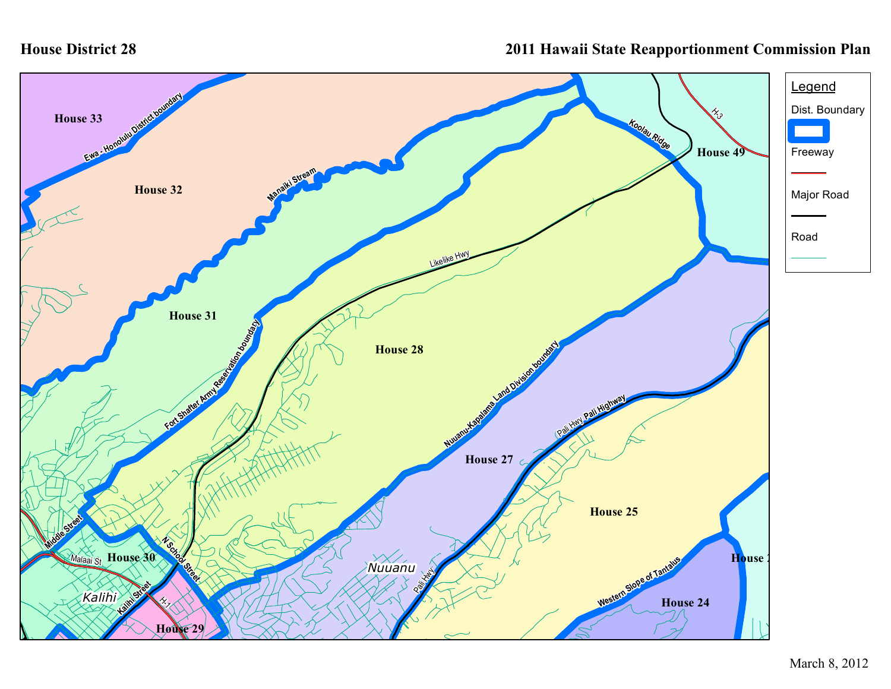# House District 28

## 2011 Hawaii State Reapportionment Commission Plan

**Legend**

- Dist. Boundary
- Freeway
- Major Road
- Road

House 33

House 32

House 31

House 28

House 49

House 27

House 25

House 30

House 29

House 24

House 2

Ewa - Honolulu District boundary

Manaiki Stream

Koolau Ridge

H-3

Likelike Hwy

Fort Shafter Army Reservation boundary

Nuuanu-Kapalama Land Division boundary

Pali Hwy

Pali Highway

Middle Street

Malaai St

N School Street

Kalihi Street

H-1

Kalihi

Nuuanu

Western Slope of Tantalus

March 8, 2012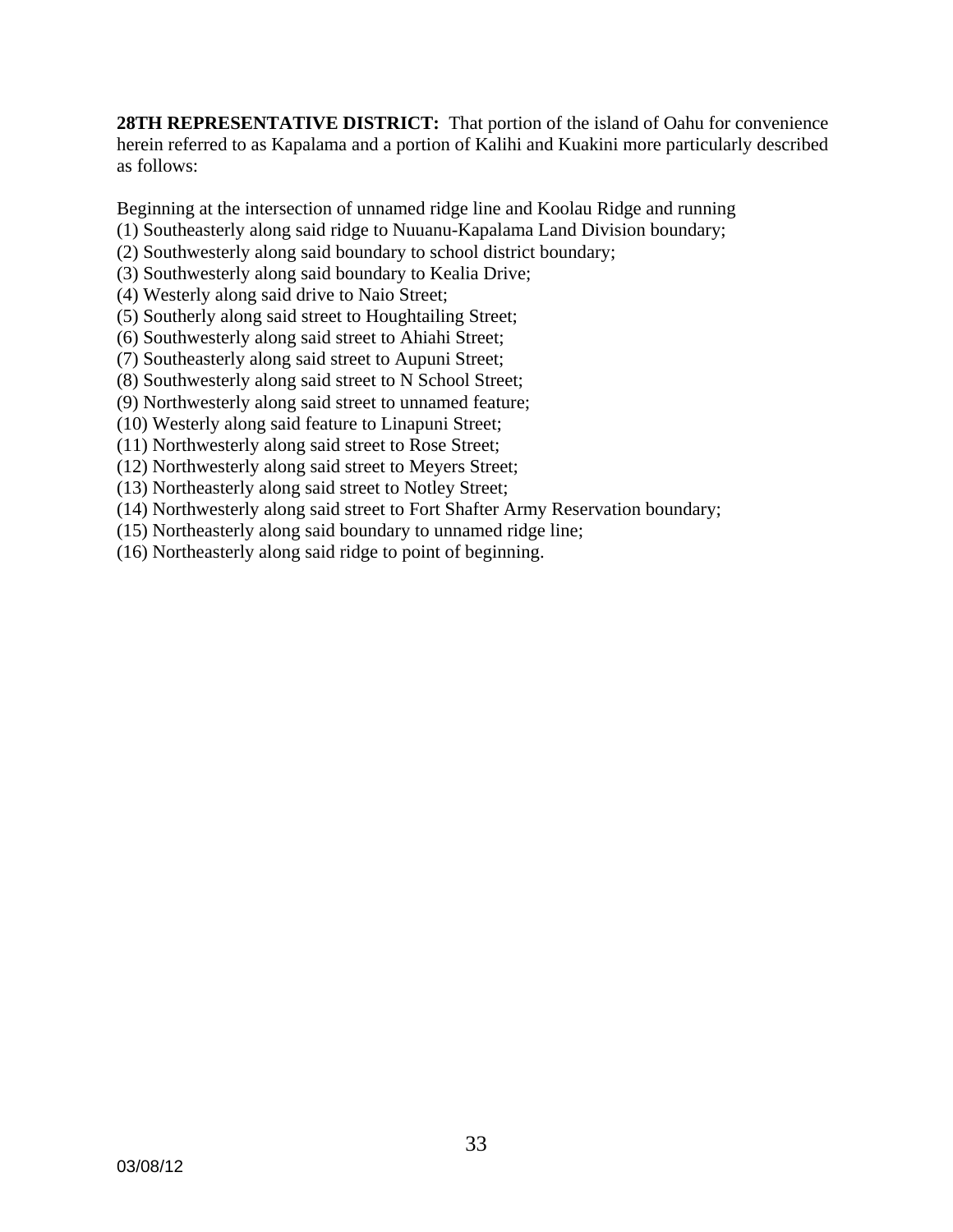**28TH REPRESENTATIVE DISTRICT:** That portion of the island of Oahu for convenience herein referred to as Kapalama and a portion of Kalihi and Kuakini more particularly described as follows:

Beginning at the intersection of unnamed ridge line and Koolau Ridge and running
(1) Southeasterly along said ridge to Nuuanu-Kapalama Land Division boundary;
(2) Southwesterly along said boundary to school district boundary;
(3) Southwesterly along said boundary to Kealia Drive;
(4) Westerly along said drive to Naio Street;
(5) Southerly along said street to Houghtailing Street;
(6) Southwesterly along said street to Ahiahi Street;
(7) Southeasterly along said street to Aupuni Street;
(8) Southwesterly along said street to N School Street;
(9) Northwesterly along said street to unnamed feature;
(10) Westerly along said feature to Linapuni Street;
(11) Northwesterly along said street to Rose Street;
(12) Northwesterly along said street to Meyers Street;
(13) Northeasterly along said street to Notley Street;
(14) Northwesterly along said street to Fort Shafter Army Reservation boundary;
(15) Northeasterly along said boundary to unnamed ridge line;
(16) Northeasterly along said ridge to point of beginning.